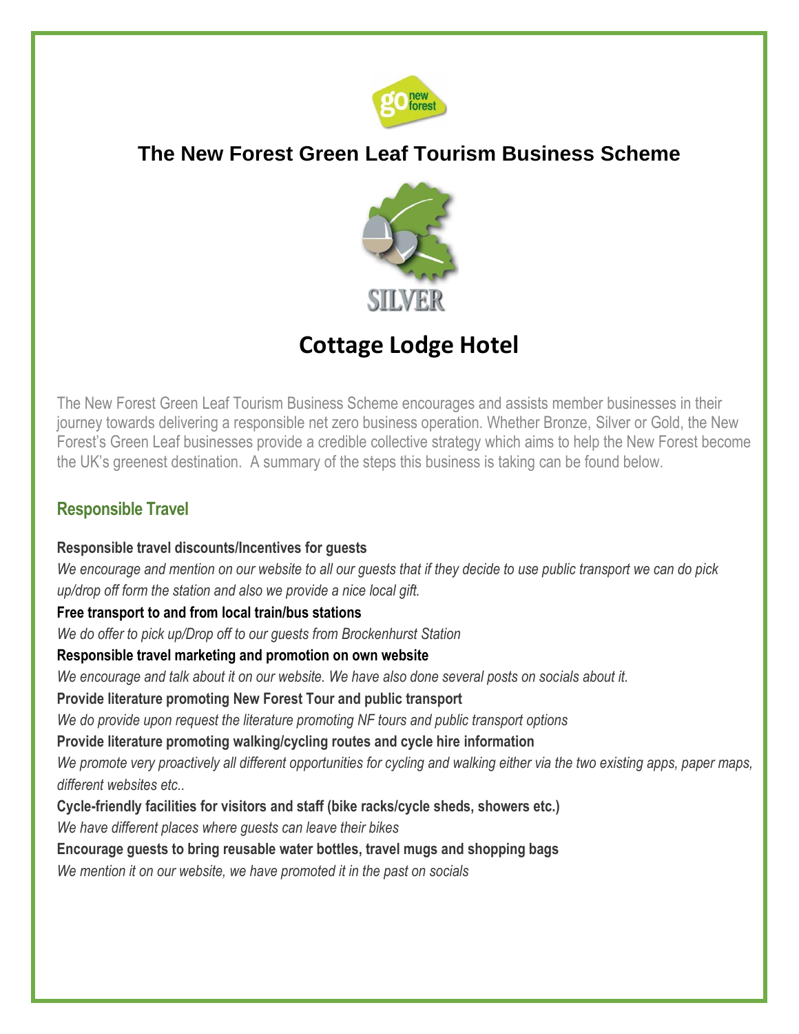# The New Forest Green Leaf Tourism Business Scheme

SILVER

## Cottage Lodge Hotel

The New Forest Green Leaf Tourism Business Scheme encourages and assists member businesses in their journey towards delivering a responsible net zero business operation. Whether Bronze, Silver or Gold, the New Forest's Green Leaf businesses provide a credible collective strategy which aims to help the New Forest become the UK's greenest destination. A summary of the steps this business is taking can be found below.

### Responsible Travel

**Responsible travel discounts/Incentives for guests**

*We encourage and mention on our website to all our guests that if they decide to use public transport we can do pick up/drop off form the station and also we provide a nice local gift.*

**Free transport to and from local train/bus stations**

*We do offer to pick up/Drop off to our guests from Brockenhurst Station*

**Responsible travel marketing and promotion on own website**

*We encourage and talk about it on our website. We have also done several posts on socials about it.*

**Provide literature promoting New Forest Tour and public transport**

*We do provide upon request the literature promoting NF tours and public transport options*

**Provide literature promoting walking/cycling routes and cycle hire information**

*We promote very proactively all different opportunities for cycling and walking either via the two existing apps, paper maps, different websites etc..*

**Cycle-friendly facilities for visitors and staff (bike racks/cycle sheds, showers etc.)**

*We have different places where guests can leave their bikes*

**Encourage guests to bring reusable water bottles, travel mugs and shopping bags**

*We mention it on our website, we have promoted it in the past on socials*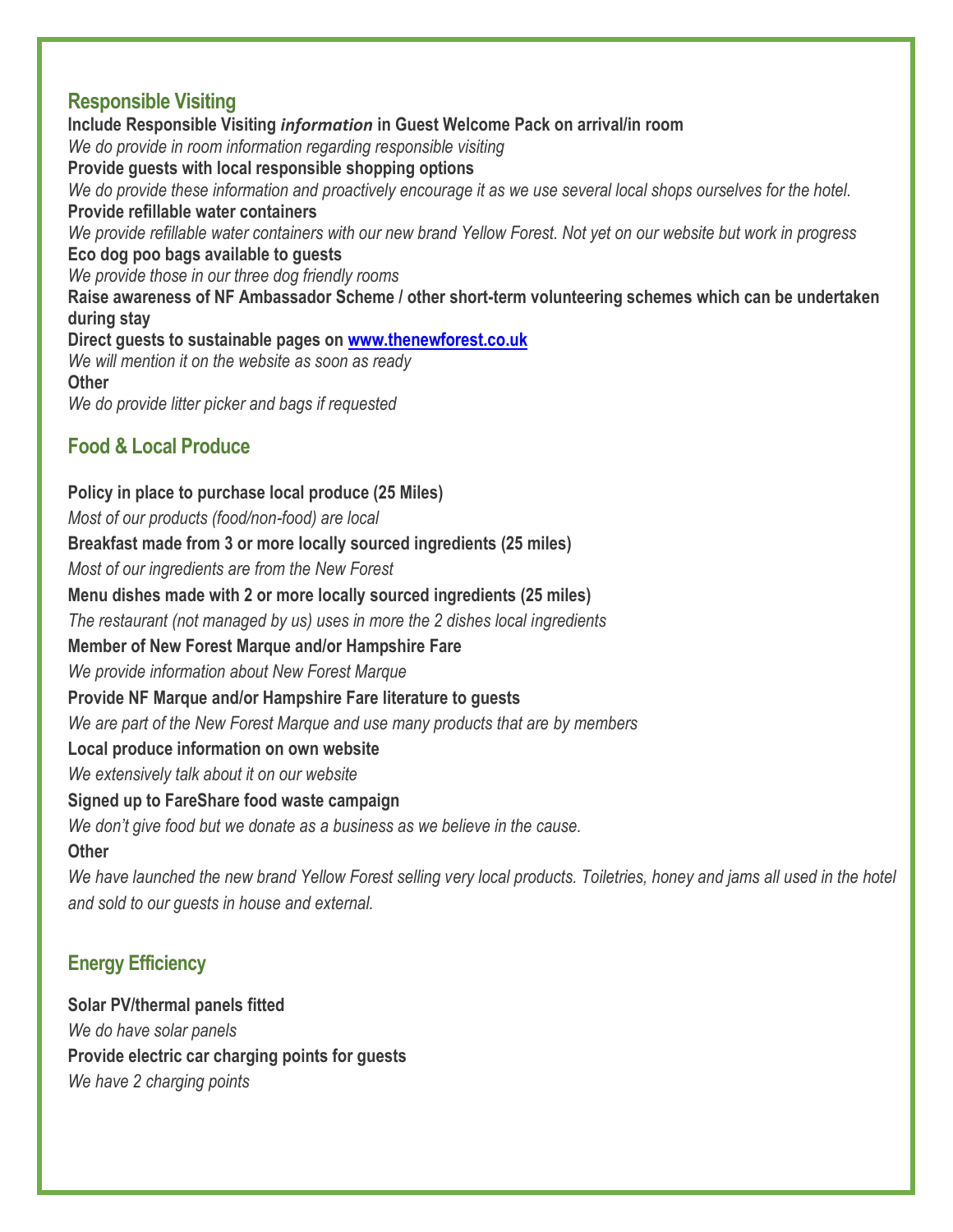## Responsible Visiting

**Include Responsible Visiting *information* in Guest Welcome Pack on arrival/in room**

*We do provide in room information regarding responsible visiting*

**Provide guests with local responsible shopping options**

*We do provide these information and proactively encourage it as we use several local shops ourselves for the hotel.*

**Provide refillable water containers**

*We provide refillable water containers with our new brand Yellow Forest. Not yet on our website but work in progress*

**Eco dog poo bags available to guests**

*We provide those in our three dog friendly rooms*

**Raise awareness of NF Ambassador Scheme / other short-term volunteering schemes which can be undertaken during stay**

**Direct guests to sustainable pages on [www.thenewforest.co.uk](http://www.thenewforest.co.uk)**

*We will mention it on the website as soon as ready*

**Other**

*We do provide litter picker and bags if requested*

## Food & Local Produce

**Policy in place to purchase local produce (25 Miles)**

*Most of our products (food/non-food) are local*

**Breakfast made from 3 or more locally sourced ingredients (25 miles)**

*Most of our ingredients are from the New Forest*

**Menu dishes made with 2 or more locally sourced ingredients (25 miles)**

*The restaurant (not managed by us) uses in more the 2 dishes local ingredients*

**Member of New Forest Marque and/or Hampshire Fare**

*We provide information about New Forest Marque*

**Provide NF Marque and/or Hampshire Fare literature to guests**

*We are part of the New Forest Marque and use many products that are by members*

**Local produce information on own website**

*We extensively talk about it on our website*

**Signed up to FareShare food waste campaign**

*We don't give food but we donate as a business as we believe in the cause.*

**Other**

*We have launched the new brand Yellow Forest selling very local products. Toiletries, honey and jams all used in the hotel and sold to our guests in house and external.*

## Energy Efficiency

**Solar PV/thermal panels fitted**

*We do have solar panels*

**Provide electric car charging points for guests**

*We have 2 charging points*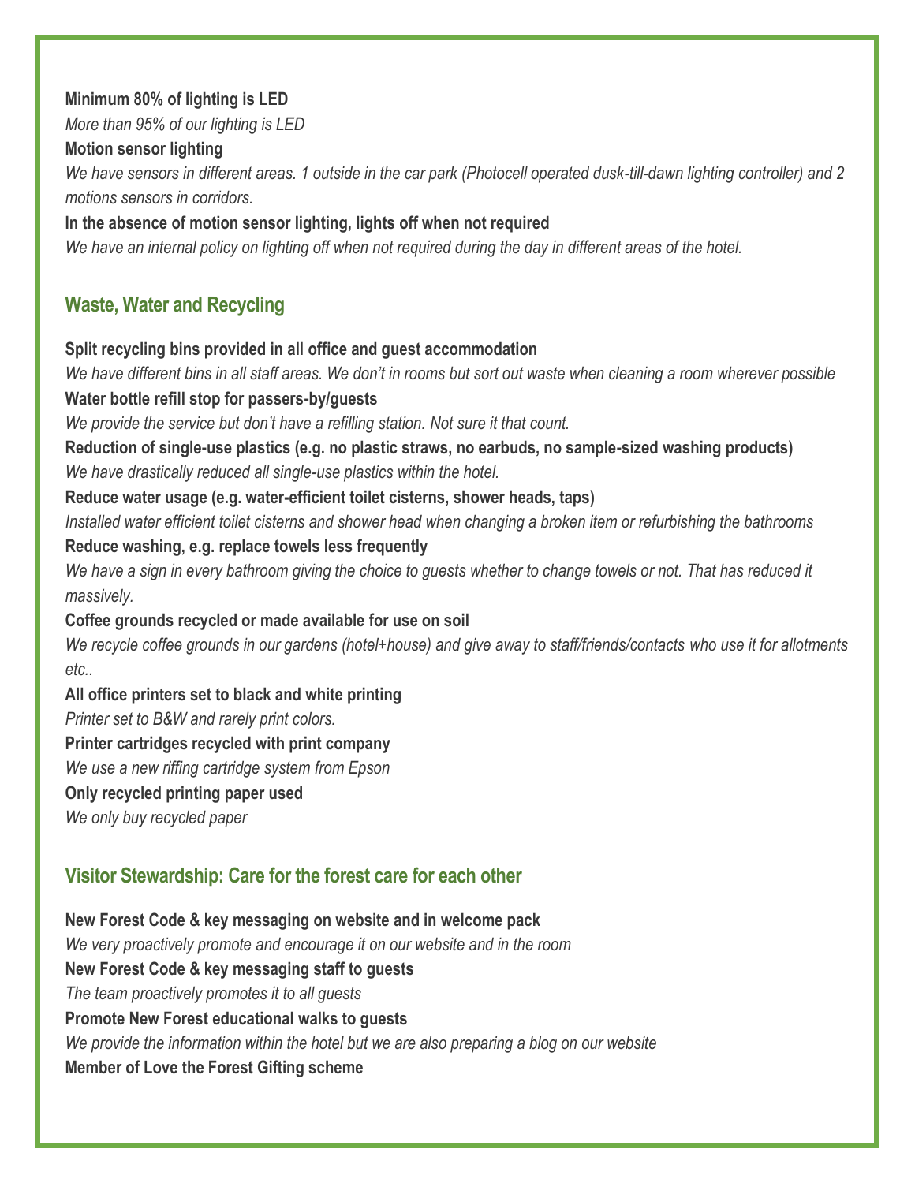**Minimum 80% of lighting is LED**

*More than 95% of our lighting is LED*

**Motion sensor lighting**

*We have sensors in different areas. 1 outside in the car park (Photocell operated dusk-till-dawn lighting controller) and 2 motions sensors in corridors.*

**In the absence of motion sensor lighting, lights off when not required**

*We have an internal policy on lighting off when not required during the day in different areas of the hotel.*

## Waste, Water and Recycling

**Split recycling bins provided in all office and guest accommodation**

*We have different bins in all staff areas. We don't in rooms but sort out waste when cleaning a room wherever possible*

**Water bottle refill stop for passers-by/guests**

*We provide the service but don't have a refilling station. Not sure it that count.*

**Reduction of single-use plastics (e.g. no plastic straws, no earbuds, no sample-sized washing products)**

*We have drastically reduced all single-use plastics within the hotel.*

**Reduce water usage (e.g. water-efficient toilet cisterns, shower heads, taps)**

*Installed water efficient toilet cisterns and shower head when changing a broken item or refurbishing the bathrooms*

**Reduce washing, e.g. replace towels less frequently**

*We have a sign in every bathroom giving the choice to guests whether to change towels or not. That has reduced it massively.*

**Coffee grounds recycled or made available for use on soil**

*We recycle coffee grounds in our gardens (hotel+house) and give away to staff/friends/contacts who use it for allotments etc..*

**All office printers set to black and white printing**

*Printer set to B&W and rarely print colors.*

**Printer cartridges recycled with print company**

*We use a new riffing cartridge system from Epson*

**Only recycled printing paper used**

*We only buy recycled paper*

## Visitor Stewardship: Care for the forest care for each other

**New Forest Code & key messaging on website and in welcome pack**

*We very proactively promote and encourage it on our website and in the room*

**New Forest Code & key messaging staff to guests**

*The team proactively promotes it to all guests*

**Promote New Forest educational walks to guests**

*We provide the information within the hotel but we are also preparing a blog on our website*

**Member of Love the Forest Gifting scheme**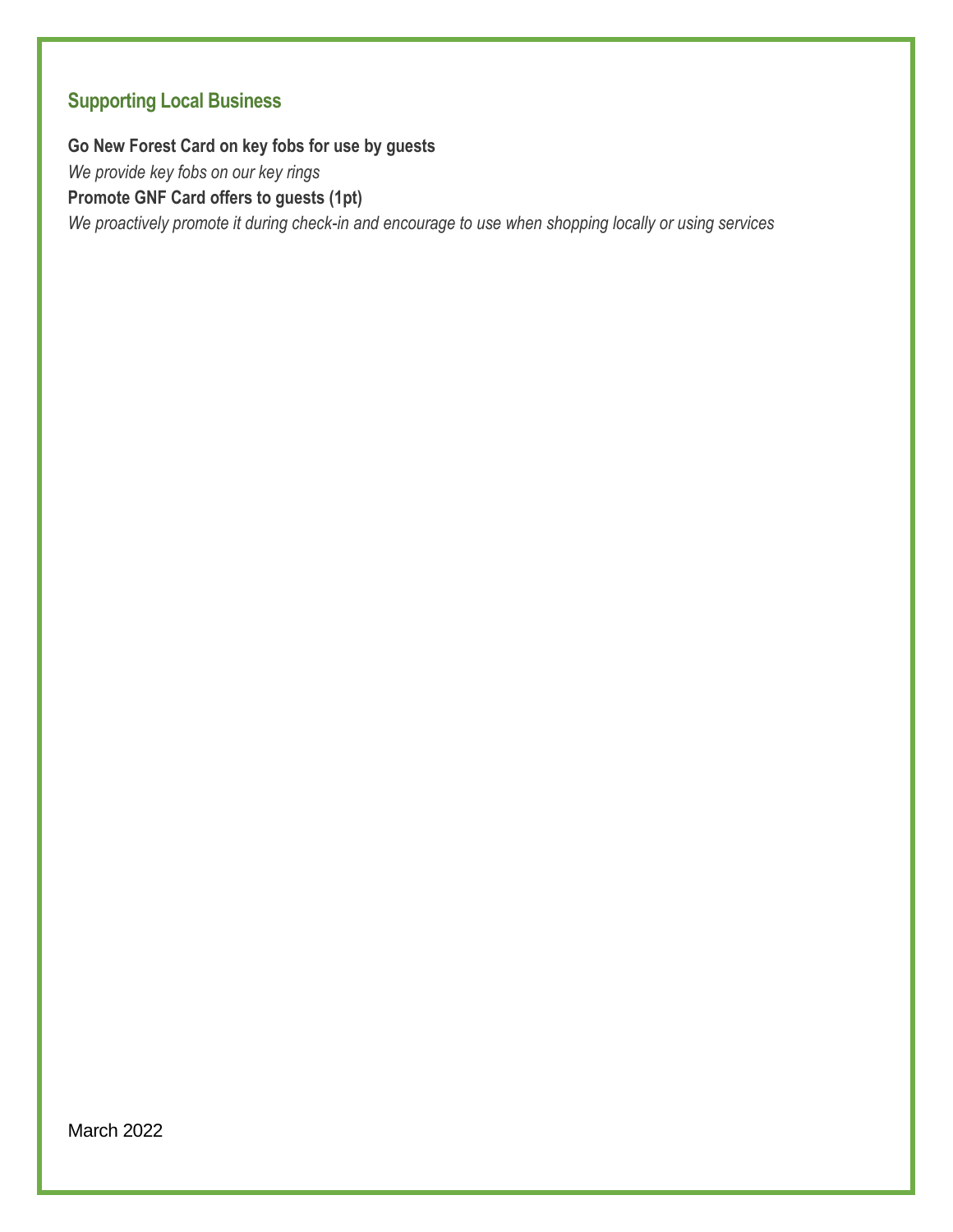## Supporting Local Business

**Go New Forest Card on key fobs for use by guests**

*We provide key fobs on our key rings*

**Promote GNF Card offers to guests (1pt)**

*We proactively promote it during check-in and encourage to use when shopping locally or using services*

March 2022